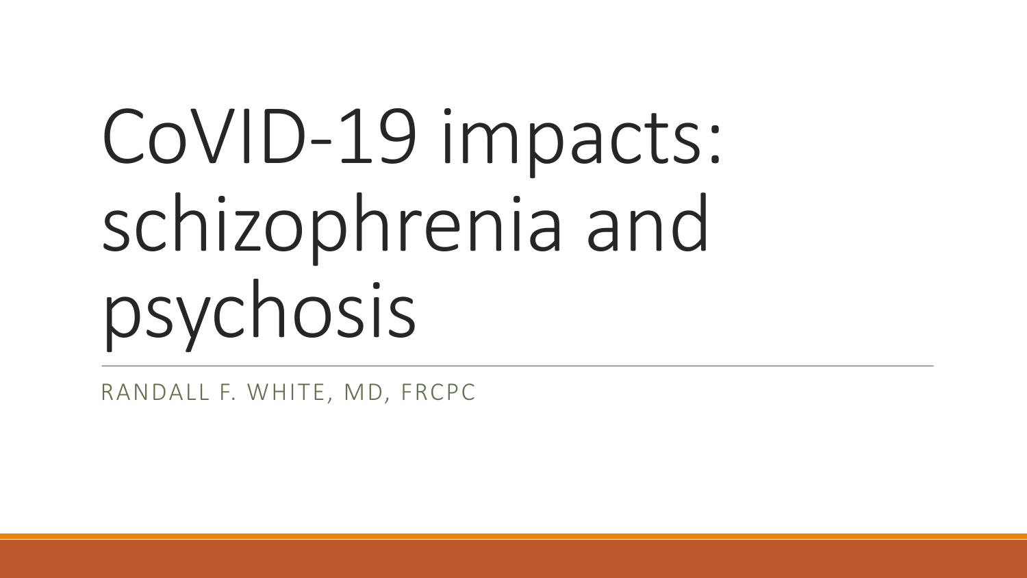# CoVID-19 impacts: schizophrenia and psychosis

RANDALL F. WHITE, MD, FRCPC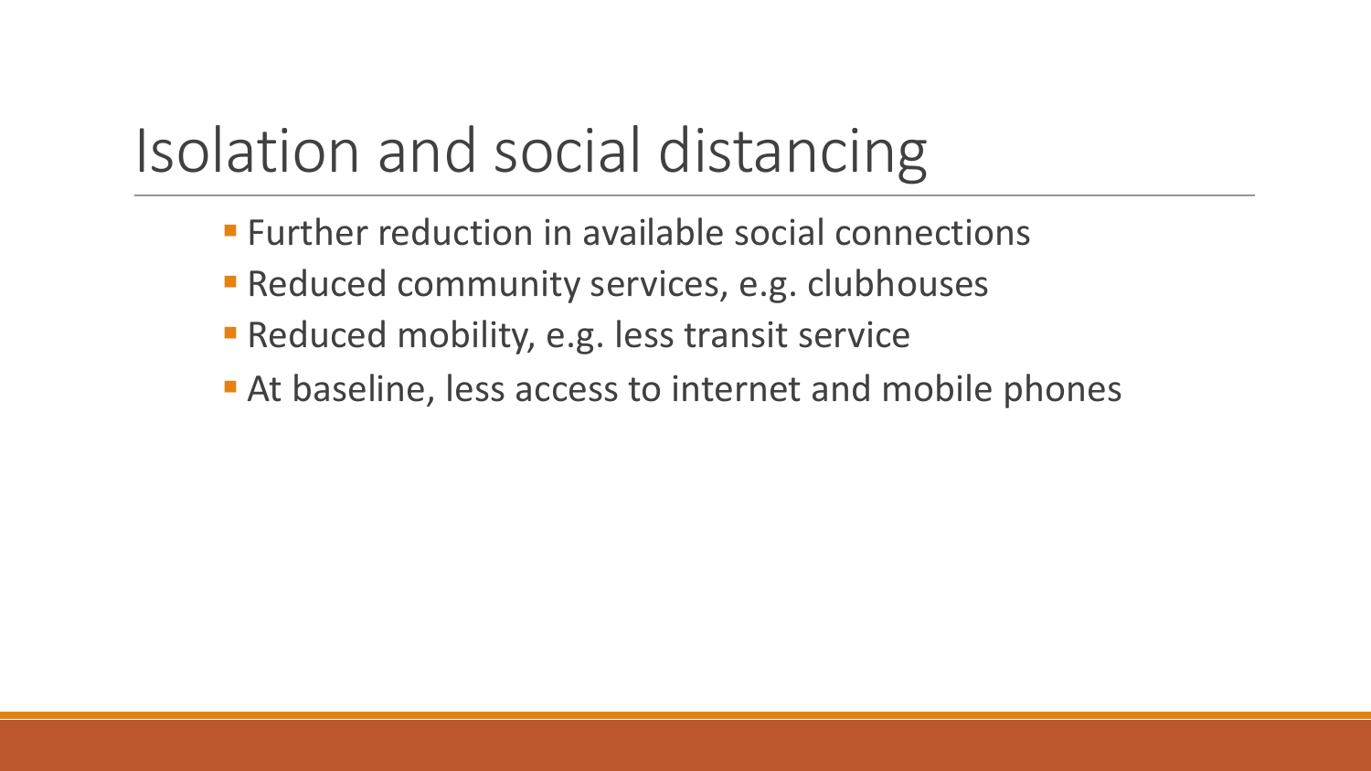# Isolation and social distancing

- Further reduction in available social connections
- Reduced community services, e.g. clubhouses
- Reduced mobility, e.g. less transit service
- At baseline, less access to internet and mobile phones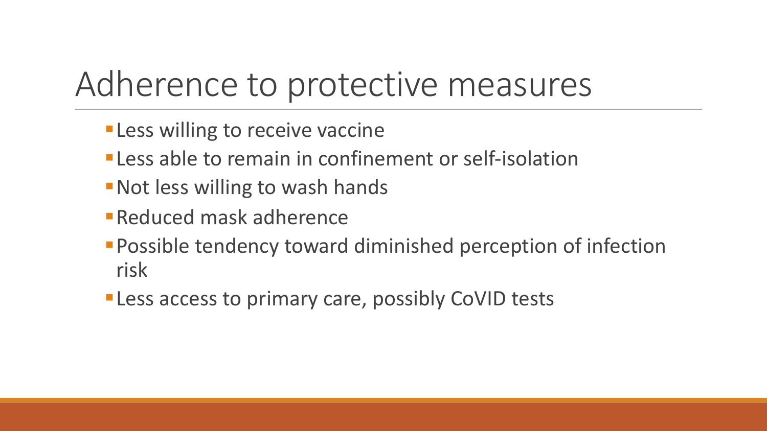# Adherence to protective measures

- Less willing to receive vaccine
- Less able to remain in confinement or self-isolation
- Not less willing to wash hands
- Reduced mask adherence
- Possible tendency toward diminished perception of infection risk
- Less access to primary care, possibly CoVID tests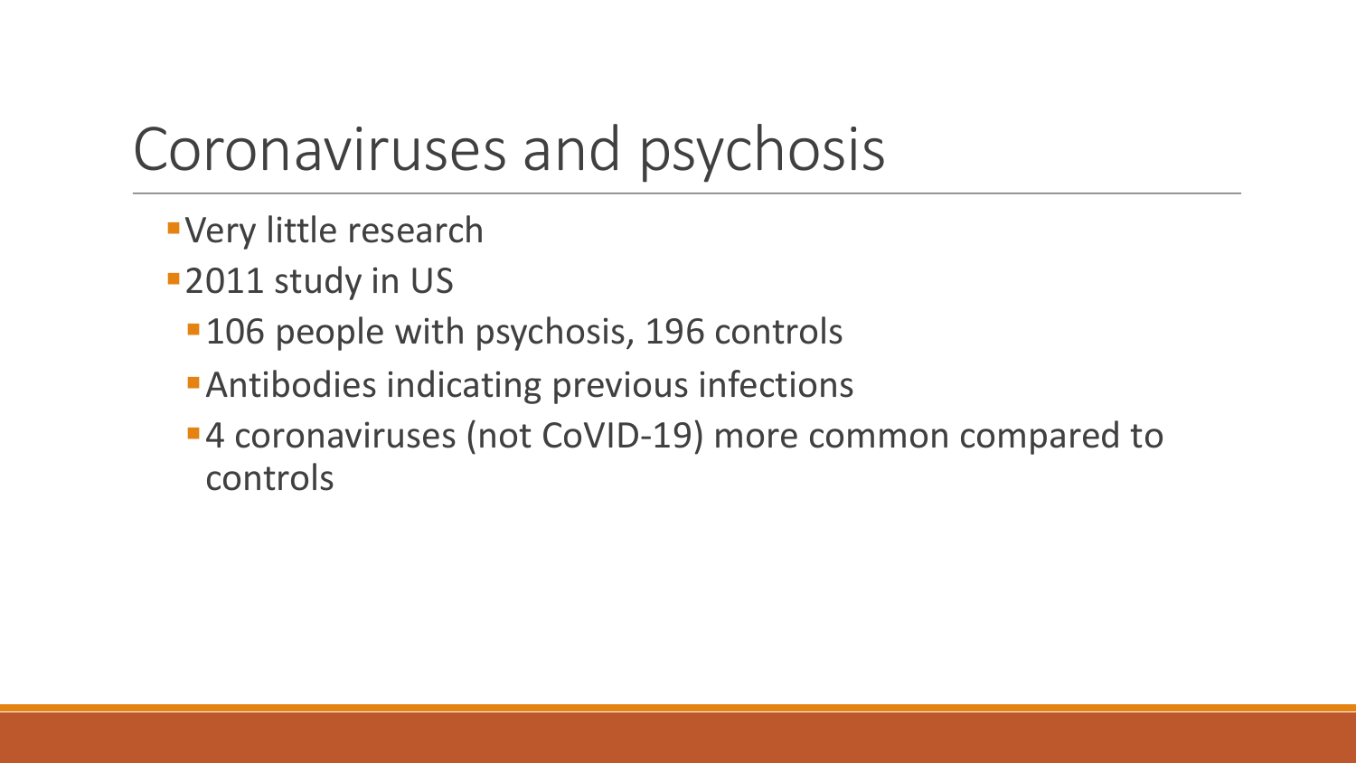# Coronaviruses and psychosis

- Very little research
- 2011 study in US
  - 106 people with psychosis, 196 controls
  - Antibodies indicating previous infections
  - 4 coronaviruses (not CoVID-19) more common compared to controls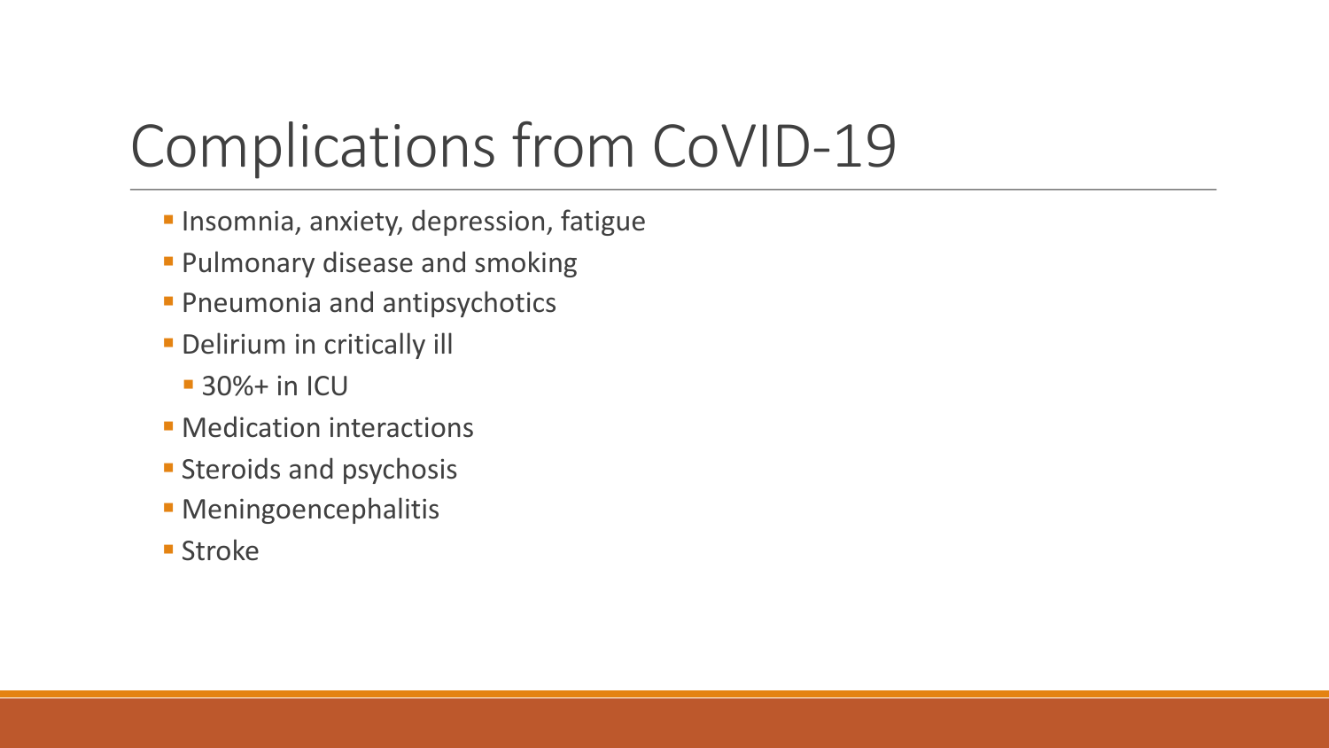# Complications from CoVID-19

- Insomnia, anxiety, depression, fatigue
- Pulmonary disease and smoking
- Pneumonia and antipsychotics
- Delirium in critically ill
  - 30%+ in ICU
- Medication interactions
- Steroids and psychosis
- Meningoencephalitis
- Stroke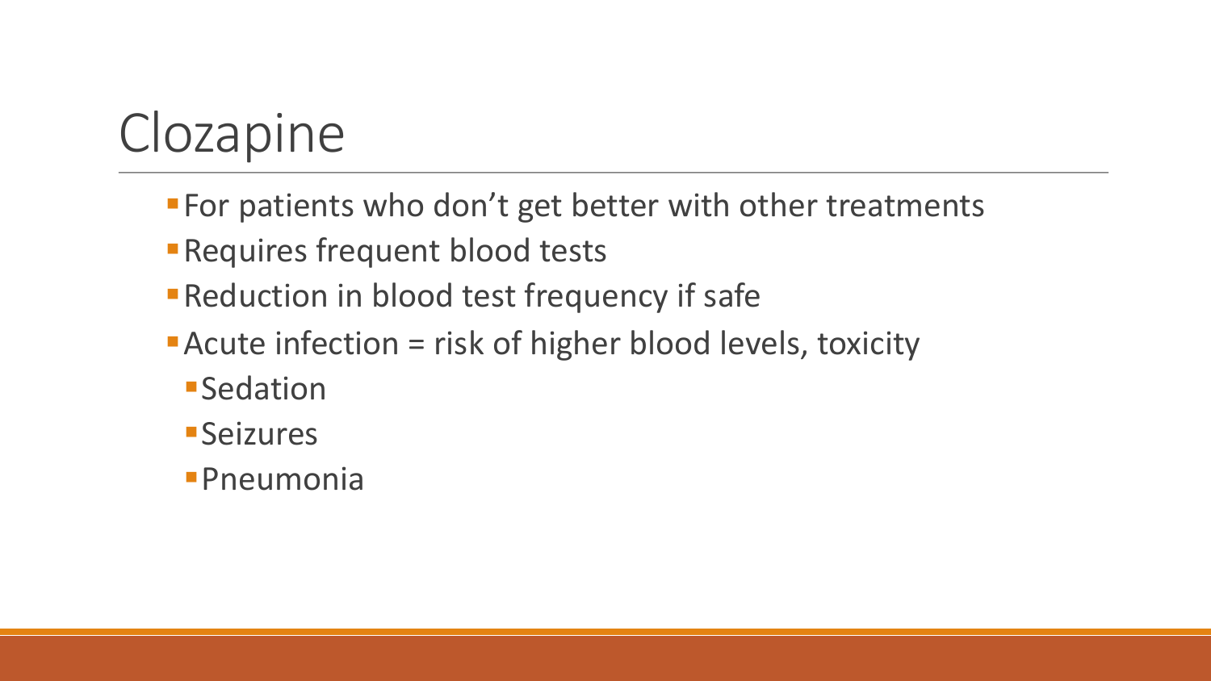# Clozapine

- For patients who don't get better with other treatments
- Requires frequent blood tests
- Reduction in blood test frequency if safe
- Acute infection = risk of higher blood levels, toxicity
  - Sedation
  - Seizures
  - Pneumonia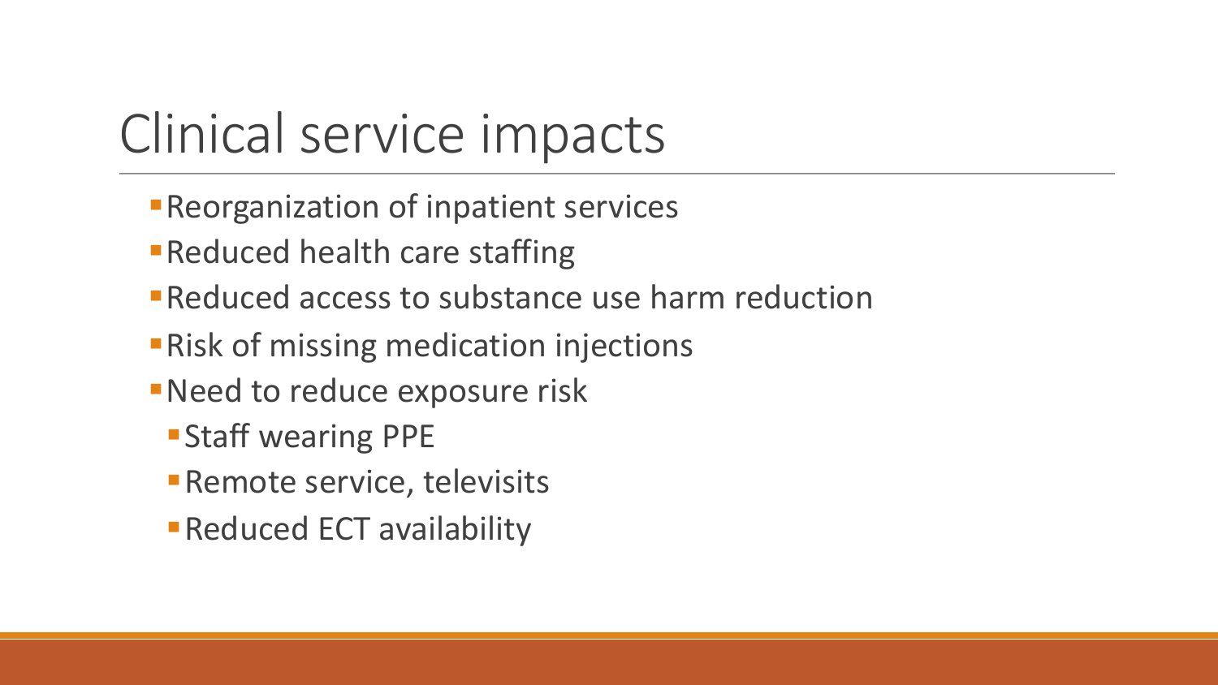# Clinical service impacts

- Reorganization of inpatient services
- Reduced health care staffing
- Reduced access to substance use harm reduction
- Risk of missing medication injections
- Need to reduce exposure risk
  - Staff wearing PPE
  - Remote service, televisits
  - Reduced ECT availability